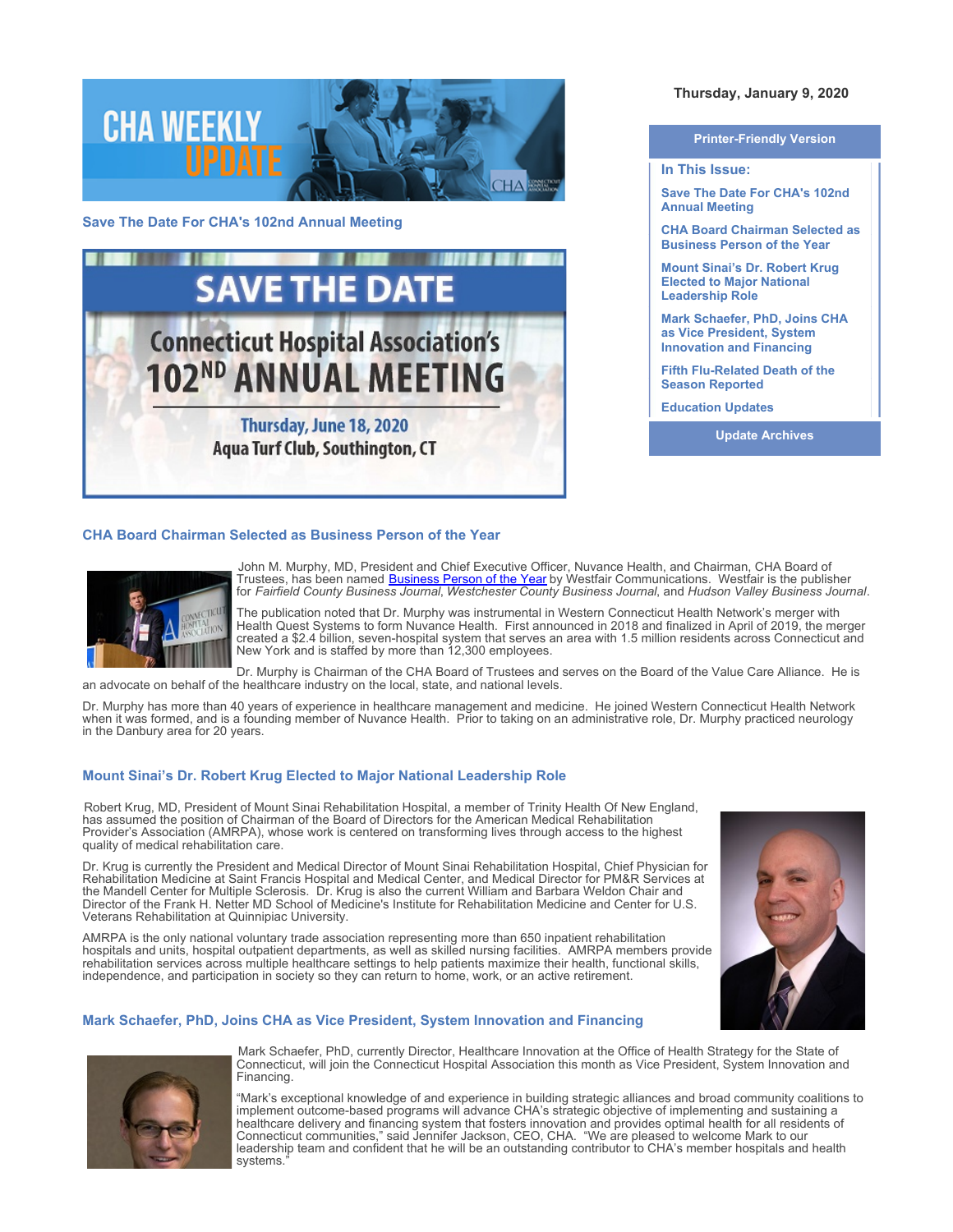# CHA WEEKLY UPDATE

Thursday, January 9, 2020

Printer-Friendly Version

**In This Issue:**

- Save The Date For CHA's 102nd Annual Meeting
- CHA Board Chairman Selected as Business Person of the Year
- Mount Sinai's Dr. Robert Krug Elected to Major National Leadership Role
- Mark Schaefer, PhD, Joins CHA as Vice President, System Innovation and Financing
- Fifth Flu-Related Death of the Season Reported
- Education Updates

Update Archives

## Save The Date For CHA's 102nd Annual Meeting

**SAVE THE DATE**

Connecticut Hospital Association's
102ND ANNUAL MEETING

Thursday, June 18, 2020
Aqua Turf Club, Southington, CT

## CHA Board Chairman Selected as Business Person of the Year

John M. Murphy, MD, President and Chief Executive Officer, Nuvance Health, and Chairman, CHA Board of Trustees, has been named Business Person of the Year by Westfair Communications. Westfair is the publisher for *Fairfield County Business Journal*, *Westchester County Business Journal*, and *Hudson Valley Business Journal*.

The publication noted that Dr. Murphy was instrumental in Western Connecticut Health Network's merger with Health Quest Systems to form Nuvance Health. First announced in 2018 and finalized in April of 2019, the merger created a $2.4 billion, seven-hospital system that serves an area with 1.5 million residents across Connecticut and New York and is staffed by more than 12,300 employees.

Dr. Murphy is Chairman of the CHA Board of Trustees and serves on the Board of the Value Care Alliance. He is an advocate on behalf of the healthcare industry on the local, state, and national levels.

Dr. Murphy has more than 40 years of experience in healthcare management and medicine. He joined Western Connecticut Health Network when it was formed, and is a founding member of Nuvance Health. Prior to taking on an administrative role, Dr. Murphy practiced neurology in the Danbury area for 20 years.

## Mount Sinai's Dr. Robert Krug Elected to Major National Leadership Role

Robert Krug, MD, President of Mount Sinai Rehabilitation Hospital, a member of Trinity Health Of New England, has assumed the position of Chairman of the Board of Directors for the American Medical Rehabilitation Provider's Association (AMRPA), whose work is centered on transforming lives through access to the highest quality of medical rehabilitation care.

Dr. Krug is currently the President and Medical Director of Mount Sinai Rehabilitation Hospital, Chief Physician for Rehabilitation Medicine at Saint Francis Hospital and Medical Center, and Medical Director for PM&R Services at the Mandell Center for Multiple Sclerosis. Dr. Krug is also the current William and Barbara Weldon Chair and Director of the Frank H. Netter MD School of Medicine's Institute for Rehabilitation Medicine and Center for U.S. Veterans Rehabilitation at Quinnipiac University.

AMRPA is the only national voluntary trade association representing more than 650 inpatient rehabilitation hospitals and units, hospital outpatient departments, as well as skilled nursing facilities. AMRPA members provide rehabilitation services across multiple healthcare settings to help patients maximize their health, functional skills, independence, and participation in society so they can return to home, work, or an active retirement.

## Mark Schaefer, PhD, Joins CHA as Vice President, System Innovation and Financing

Mark Schaefer, PhD, currently Director, Healthcare Innovation at the Office of Health Strategy for the State of Connecticut, will join the Connecticut Hospital Association this month as Vice President, System Innovation and Financing.

"Mark's exceptional knowledge of and experience in building strategic alliances and broad community coalitions to implement outcome-based programs will advance CHA's strategic objective of implementing and sustaining a healthcare delivery and financing system that fosters innovation and provides optimal health for all residents of Connecticut communities," said Jennifer Jackson, CEO, CHA. "We are pleased to welcome Mark to our leadership team and confident that he will be an outstanding contributor to CHA's member hospitals and health systems."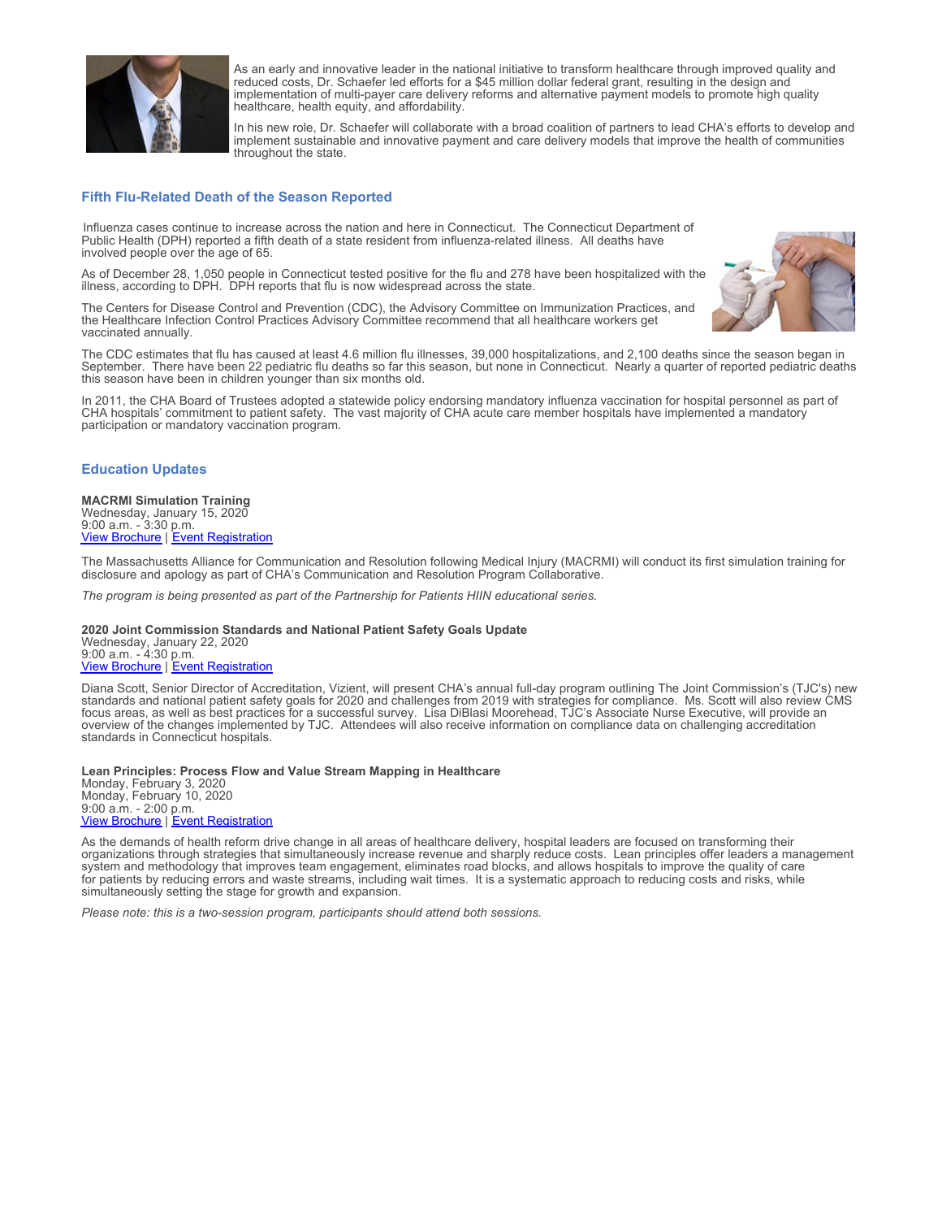As an early and innovative leader in the national initiative to transform healthcare through improved quality and reduced costs, Dr. Schaefer led efforts for a $45 million dollar federal grant, resulting in the design and implementation of multi-payer care delivery reforms and alternative payment models to promote high quality healthcare, health equity, and affordability.

In his new role, Dr. Schaefer will collaborate with a broad coalition of partners to lead CHA's efforts to develop and implement sustainable and innovative payment and care delivery models that improve the health of communities throughout the state.

## Fifth Flu-Related Death of the Season Reported

Influenza cases continue to increase across the nation and here in Connecticut. The Connecticut Department of Public Health (DPH) reported a fifth death of a state resident from influenza-related illness. All deaths have involved people over the age of 65.

As of December 28, 1,050 people in Connecticut tested positive for the flu and 278 have been hospitalized with the illness, according to DPH. DPH reports that flu is now widespread across the state.

The Centers for Disease Control and Prevention (CDC), the Advisory Committee on Immunization Practices, and the Healthcare Infection Control Practices Advisory Committee recommend that all healthcare workers get vaccinated annually.

The CDC estimates that flu has caused at least 4.6 million flu illnesses, 39,000 hospitalizations, and 2,100 deaths since the season began in September. There have been 22 pediatric flu deaths so far this season, but none in Connecticut. Nearly a quarter of reported pediatric deaths this season have been in children younger than six months old.

In 2011, the CHA Board of Trustees adopted a statewide policy endorsing mandatory influenza vaccination for hospital personnel as part of CHA hospitals' commitment to patient safety. The vast majority of CHA acute care member hospitals have implemented a mandatory participation or mandatory vaccination program.

## Education Updates

**MACRMI Simulation Training**
Wednesday, January 15, 2020
9:00 a.m. - 3:30 p.m.
View Brochure | Event Registration

The Massachusetts Alliance for Communication and Resolution following Medical Injury (MACRMI) will conduct its first simulation training for disclosure and apology as part of CHA's Communication and Resolution Program Collaborative.

*The program is being presented as part of the Partnership for Patients HIIN educational series.*

**2020 Joint Commission Standards and National Patient Safety Goals Update**
Wednesday, January 22, 2020
9:00 a.m. - 4:30 p.m.
View Brochure | Event Registration

Diana Scott, Senior Director of Accreditation, Vizient, will present CHA's annual full-day program outlining The Joint Commission's (TJC's) new standards and national patient safety goals for 2020 and challenges from 2019 with strategies for compliance. Ms. Scott will also review CMS focus areas, as well as best practices for a successful survey. Lisa DiBlasi Moorehead, TJC's Associate Nurse Executive, will provide an overview of the changes implemented by TJC. Attendees will also receive information on compliance data on challenging accreditation standards in Connecticut hospitals.

**Lean Principles: Process Flow and Value Stream Mapping in Healthcare**
Monday, February 3, 2020
Monday, February 10, 2020
9:00 a.m. - 2:00 p.m.
View Brochure | Event Registration

As the demands of health reform drive change in all areas of healthcare delivery, hospital leaders are focused on transforming their organizations through strategies that simultaneously increase revenue and sharply reduce costs. Lean principles offer leaders a management system and methodology that improves team engagement, eliminates road blocks, and allows hospitals to improve the quality of care for patients by reducing errors and waste streams, including wait times. It is a systematic approach to reducing costs and risks, while simultaneously setting the stage for growth and expansion.

*Please note: this is a two-session program, participants should attend both sessions.*